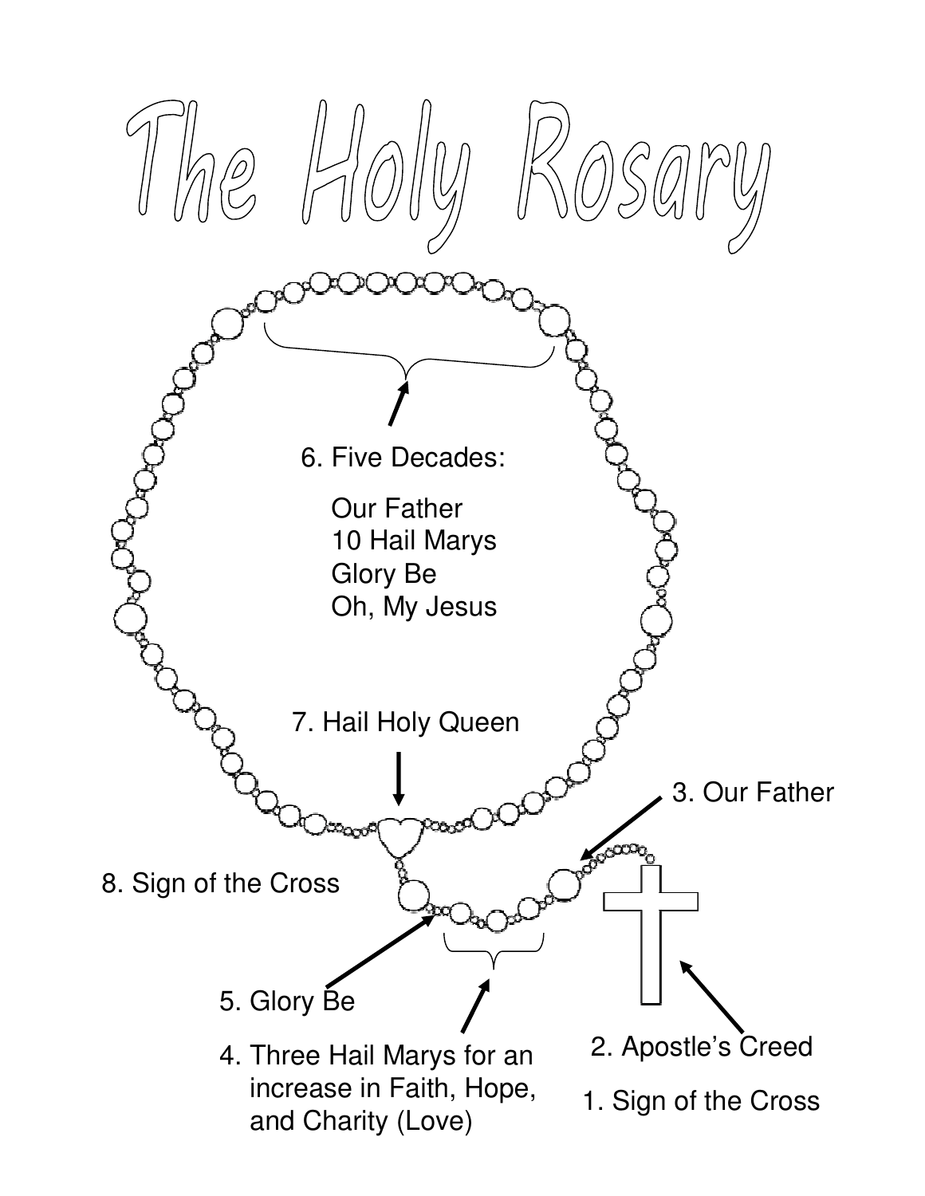# The Holy Rosary

6. Five Decades:

   Our Father
   10 Hail Marys
   Glory Be
   Oh, My Jesus

7. Hail Holy Queen

3. Our Father

8. Sign of the Cross

5. Glory Be

4. Three Hail Marys for an increase in Faith, Hope, and Charity (Love)

2. Apostle's Creed

1. Sign of the Cross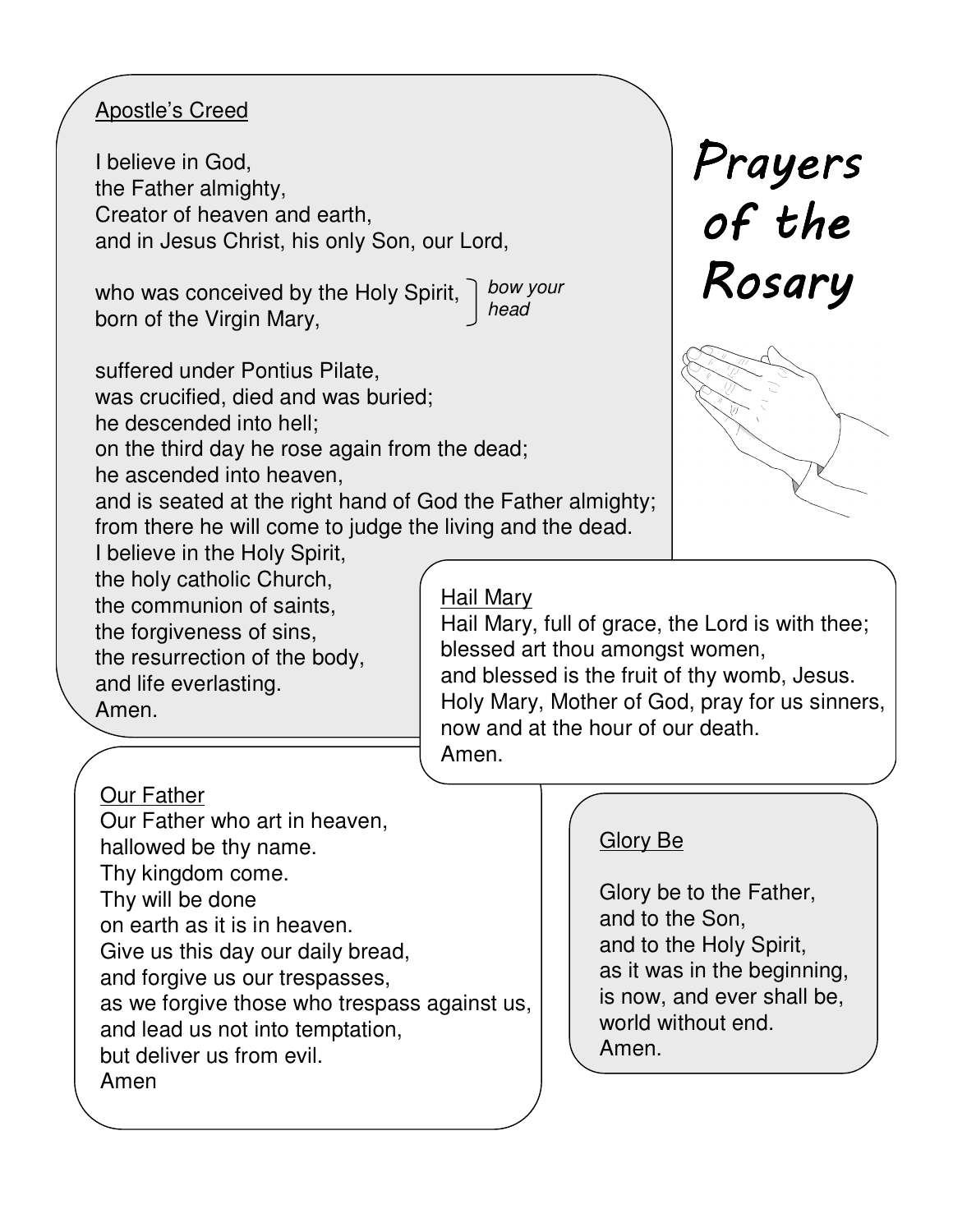# Prayers of the Rosary

## Apostle's Creed

I believe in God,
the Father almighty,
Creator of heaven and earth,
and in Jesus Christ, his only Son, our Lord,

who was conceived by the Holy Spirit,
born of the Virgin Mary, *(bow your head)*

suffered under Pontius Pilate,
was crucified, died and was buried;
he descended into hell;
on the third day he rose again from the dead;
he ascended into heaven,
and is seated at the right hand of God the Father almighty;
from there he will come to judge the living and the dead.
I believe in the Holy Spirit,
the holy catholic Church,
the communion of saints,
the forgiveness of sins,
the resurrection of the body,
and life everlasting.
Amen.

## Hail Mary

Hail Mary, full of grace, the Lord is with thee;
blessed art thou amongst women,
and blessed is the fruit of thy womb, Jesus.
Holy Mary, Mother of God, pray for us sinners,
now and at the hour of our death.
Amen.

## Our Father

Our Father who art in heaven,
hallowed be thy name.
Thy kingdom come.
Thy will be done
on earth as it is in heaven.
Give us this day our daily bread,
and forgive us our trespasses,
as we forgive those who trespass against us,
and lead us not into temptation,
but deliver us from evil.
Amen

## Glory Be

Glory be to the Father,
and to the Son,
and to the Holy Spirit,
as it was in the beginning,
is now, and ever shall be,
world without end.
Amen.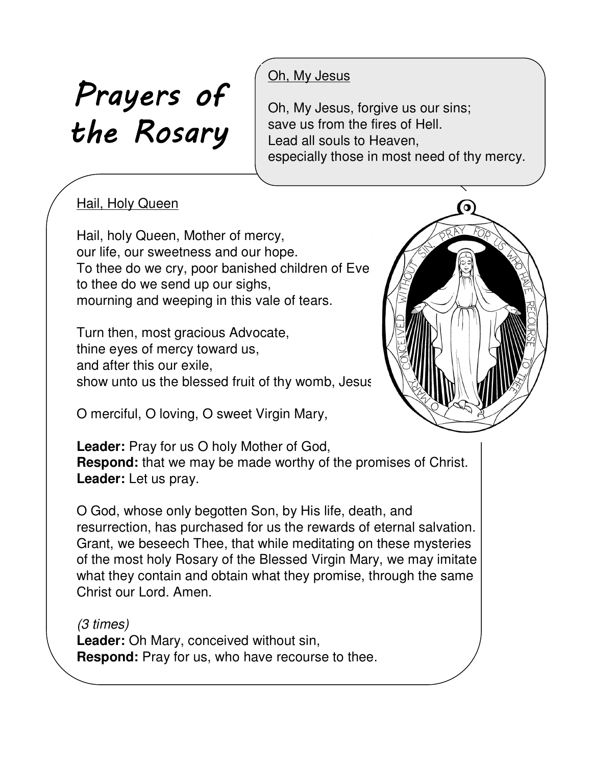# Prayers of the Rosary

## Oh, My Jesus

Oh, My Jesus, forgive us our sins;
save us from the fires of Hell.
Lead all souls to Heaven,
especially those in most need of thy mercy.

## Hail, Holy Queen

Hail, holy Queen, Mother of mercy,
our life, our sweetness and our hope.
To thee do we cry, poor banished children of Eve
to thee do we send up our sighs,
mourning and weeping in this vale of tears.

Turn then, most gracious Advocate,
thine eyes of mercy toward us,
and after this our exile,
show unto us the blessed fruit of thy womb, Jesus

O merciful, O loving, O sweet Virgin Mary,

**Leader:** Pray for us O holy Mother of God,
**Respond:** that we may be made worthy of the promises of Christ.
**Leader:** Let us pray.

O God, whose only begotten Son, by His life, death, and resurrection, has purchased for us the rewards of eternal salvation. Grant, we beseech Thee, that while meditating on these mysteries of the most holy Rosary of the Blessed Virgin Mary, we may imitate what they contain and obtain what they promise, through the same Christ our Lord. Amen.

*(3 times)*
**Leader:** Oh Mary, conceived without sin,
**Respond:** Pray for us, who have recourse to thee.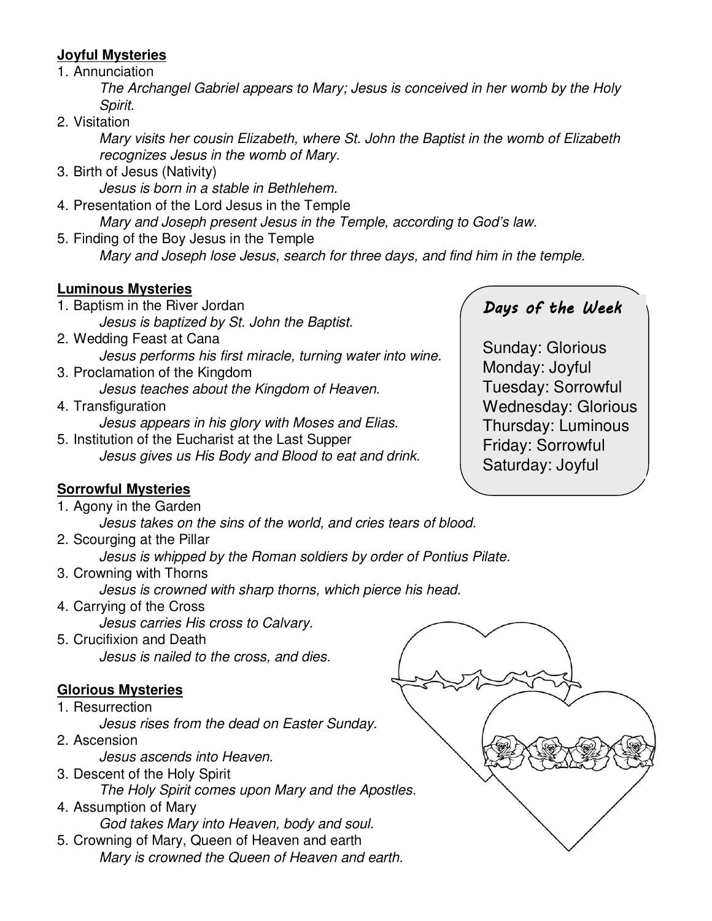**Joyful Mysteries**

1. Annunciation
   *The Archangel Gabriel appears to Mary; Jesus is conceived in her womb by the Holy Spirit.*
2. Visitation
   *Mary visits her cousin Elizabeth, where St. John the Baptist in the womb of Elizabeth recognizes Jesus in the womb of Mary.*
3. Birth of Jesus (Nativity)
   *Jesus is born in a stable in Bethlehem.*
4. Presentation of the Lord Jesus in the Temple
   *Mary and Joseph present Jesus in the Temple, according to God's law.*
5. Finding of the Boy Jesus in the Temple
   *Mary and Joseph lose Jesus, search for three days, and find him in the temple.*

**Luminous Mysteries**

1. Baptism in the River Jordan
   *Jesus is baptized by St. John the Baptist.*
2. Wedding Feast at Cana
   *Jesus performs his first miracle, turning water into wine.*
3. Proclamation of the Kingdom
   *Jesus teaches about the Kingdom of Heaven.*
4. Transfiguration
   *Jesus appears in his glory with Moses and Elias.*
5. Institution of the Eucharist at the Last Supper
   *Jesus gives us His Body and Blood to eat and drink.*

*Days of the Week*

Sunday: Glorious
Monday: Joyful
Tuesday: Sorrowful
Wednesday: Glorious
Thursday: Luminous
Friday: Sorrowful
Saturday: Joyful

**Sorrowful Mysteries**

1. Agony in the Garden
   *Jesus takes on the sins of the world, and cries tears of blood.*
2. Scourging at the Pillar
   *Jesus is whipped by the Roman soldiers by order of Pontius Pilate.*
3. Crowning with Thorns
   *Jesus is crowned with sharp thorns, which pierce his head.*
4. Carrying of the Cross
   *Jesus carries His cross to Calvary.*
5. Crucifixion and Death
   *Jesus is nailed to the cross, and dies.*

**Glorious Mysteries**

1. Resurrection
   *Jesus rises from the dead on Easter Sunday.*
2. Ascension
   *Jesus ascends into Heaven.*
3. Descent of the Holy Spirit
   *The Holy Spirit comes upon Mary and the Apostles.*
4. Assumption of Mary
   *God takes Mary into Heaven, body and soul.*
5. Crowning of Mary, Queen of Heaven and earth
   *Mary is crowned the Queen of Heaven and earth.*